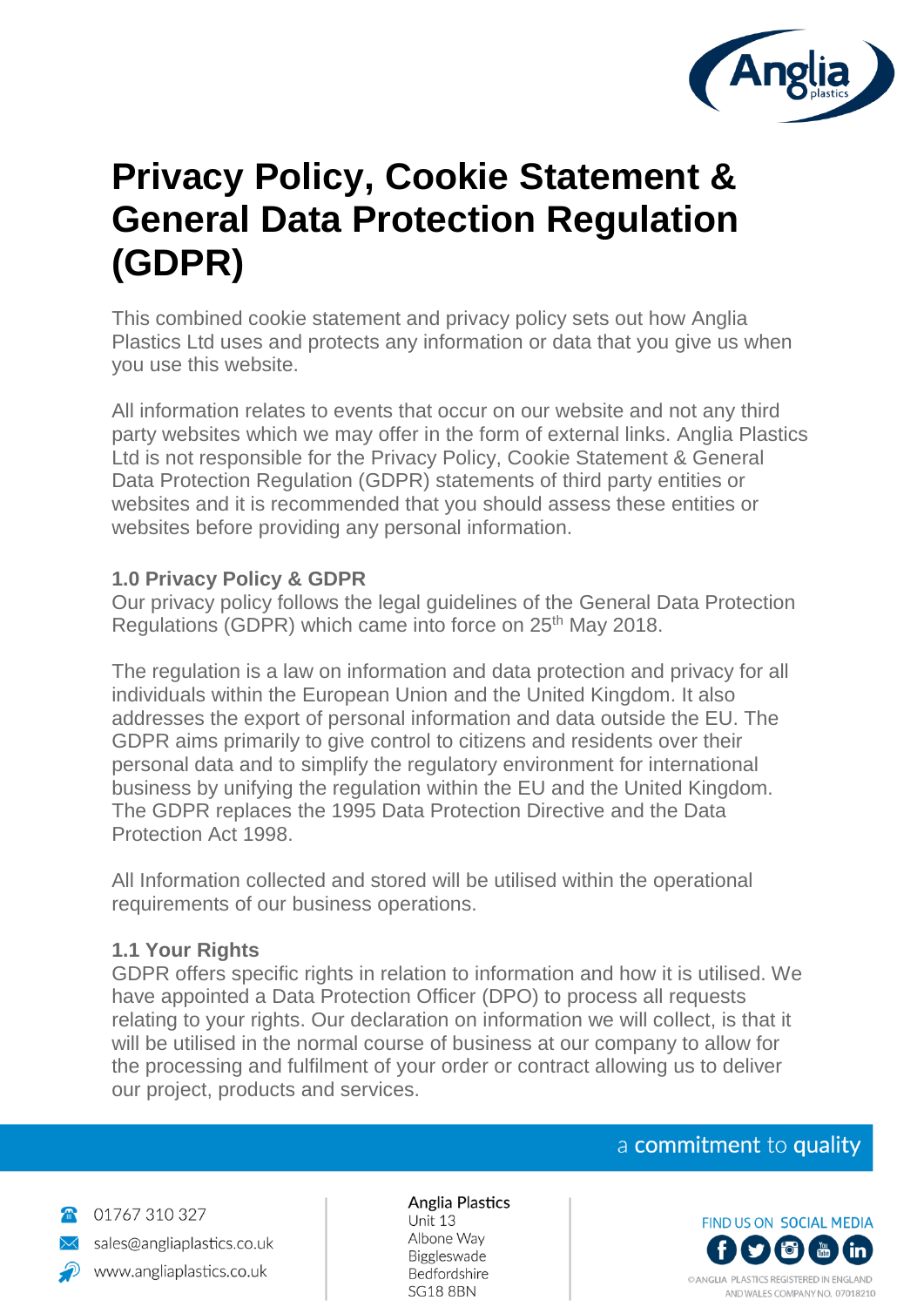# Privacy Policy, Cookie Statement & General Data Protection Regulation (GDPR)

This combined cookie statement and privacy policy sets out how Anglia Plastics Ltd uses and protects any information or data that you give us when you use this website.

All information relates to events that occur on our website and not any third party websites which we may offer in the form of external links. Anglia Plastics Ltd is not responsible for the Privacy Policy, Cookie Statement & General Data Protection Regulation (GDPR) statements of third party entities or websites and it is recommended that you should assess these entities or websites before providing any personal information.

### 1.0 Privacy Policy & GDPR

Our privacy policy follows the legal guidelines of the General Data Protection Regulations (GDPR) which came into force on 25th May 2018.

The regulation is a law on information and data protection and privacy for all individuals within the European Union and the United Kingdom. It also addresses the export of personal information and data outside the EU. The GDPR aims primarily to give control to citizens and residents over their personal data and to simplify the regulatory environment for international business by unifying the regulation within the EU and the United Kingdom. The GDPR replaces the 1995 Data Protection Directive and the Data Protection Act 1998.

All Information collected and stored will be utilised within the operational requirements of our business operations.

### 1.1 Your Rights

GDPR offers specific rights in relation to information and how it is utilised. We have appointed a Data Protection Officer (DPO) to process all requests relating to your rights. Our declaration on information we will collect, is that it will be utilised in the normal course of business at our company to allow for the processing and fulfilment of your order or contract allowing us to deliver our project, products and services.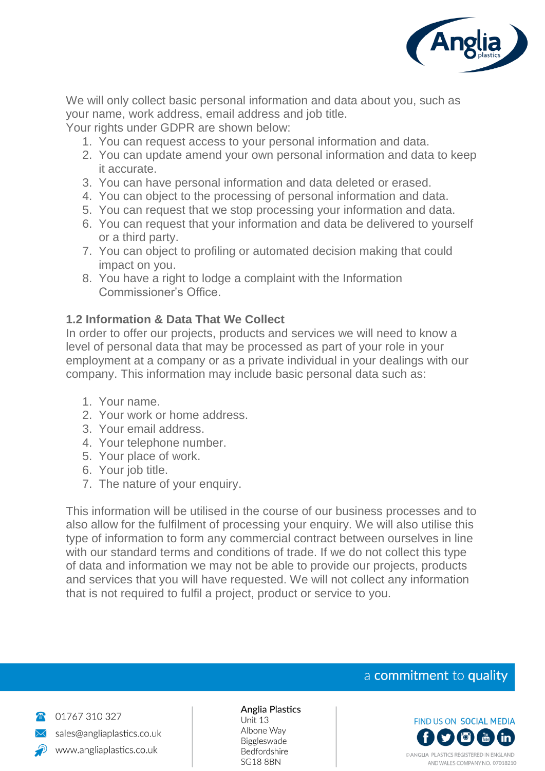We will only collect basic personal information and data about you, such as your name, work address, email address and job title.
Your rights under GDPR are shown below:

1. You can request access to your personal information and data.
2. You can update amend your own personal information and data to keep it accurate.
3. You can have personal information and data deleted or erased.
4. You can object to the processing of personal information and data.
5. You can request that we stop processing your information and data.
6. You can request that your information and data be delivered to yourself or a third party.
7. You can object to profiling or automated decision making that could impact on you.
8. You have a right to lodge a complaint with the Information Commissioner's Office.

### 1.2 Information & Data That We Collect

In order to offer our projects, products and services we will need to know a level of personal data that may be processed as part of your role in your employment at a company or as a private individual in your dealings with our company. This information may include basic personal data such as:

1. Your name.
2. Your work or home address.
3. Your email address.
4. Your telephone number.
5. Your place of work.
6. Your job title.
7. The nature of your enquiry.

This information will be utilised in the course of our business processes and to also allow for the fulfilment of processing your enquiry. We will also utilise this type of information to form any commercial contract between ourselves in line with our standard terms and conditions of trade. If we do not collect this type of data and information we may not be able to provide our projects, products and services that you will have requested. We will not collect any information that is not required to fulfil a project, product or service to you.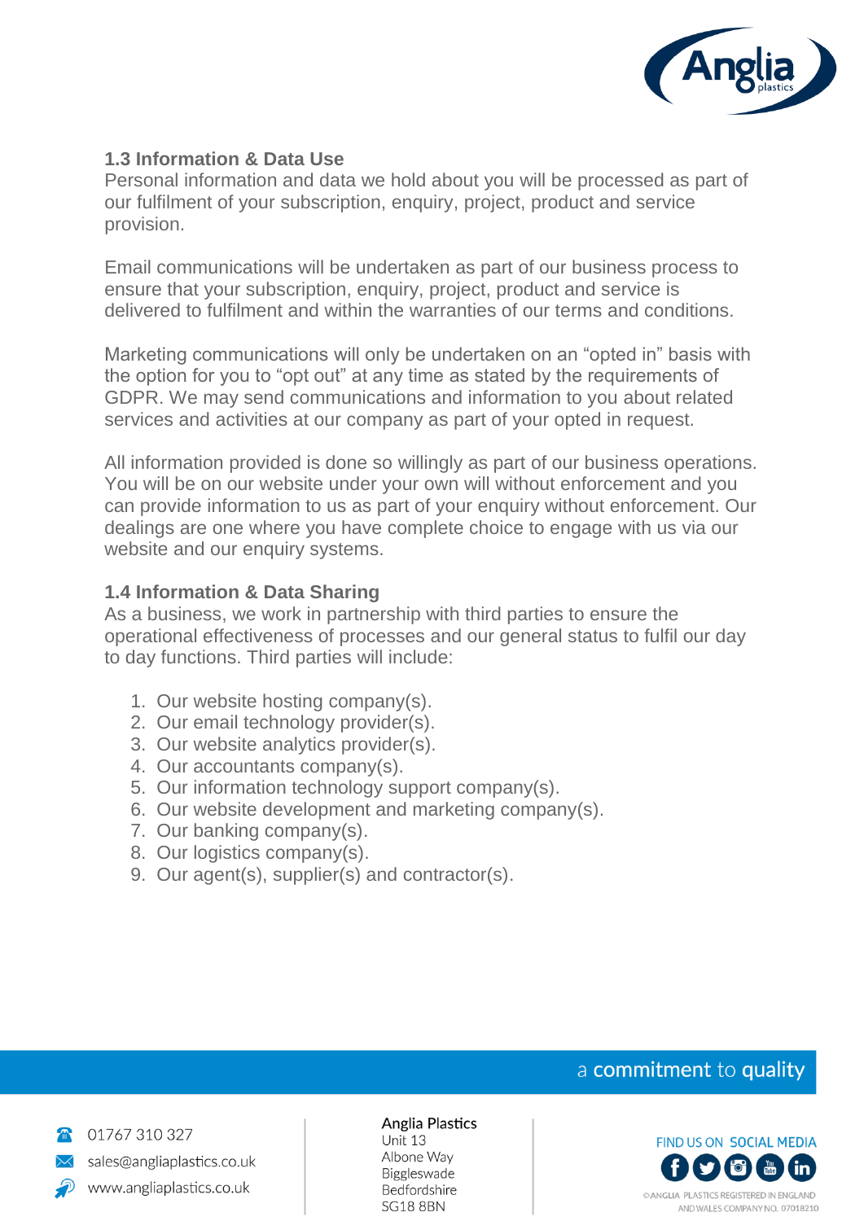### 1.3 Information & Data Use

Personal information and data we hold about you will be processed as part of our fulfilment of your subscription, enquiry, project, product and service provision.

Email communications will be undertaken as part of our business process to ensure that your subscription, enquiry, project, product and service is delivered to fulfilment and within the warranties of our terms and conditions.

Marketing communications will only be undertaken on an "opted in" basis with the option for you to "opt out" at any time as stated by the requirements of GDPR. We may send communications and information to you about related services and activities at our company as part of your opted in request.

All information provided is done so willingly as part of our business operations. You will be on our website under your own will without enforcement and you can provide information to us as part of your enquiry without enforcement. Our dealings are one where you have complete choice to engage with us via our website and our enquiry systems.

### 1.4 Information & Data Sharing

As a business, we work in partnership with third parties to ensure the operational effectiveness of processes and our general status to fulfil our day to day functions. Third parties will include:

1. Our website hosting company(s).
2. Our email technology provider(s).
3. Our website analytics provider(s).
4. Our accountants company(s).
5. Our information technology support company(s).
6. Our website development and marketing company(s).
7. Our banking company(s).
8. Our logistics company(s).
9. Our agent(s), supplier(s) and contractor(s).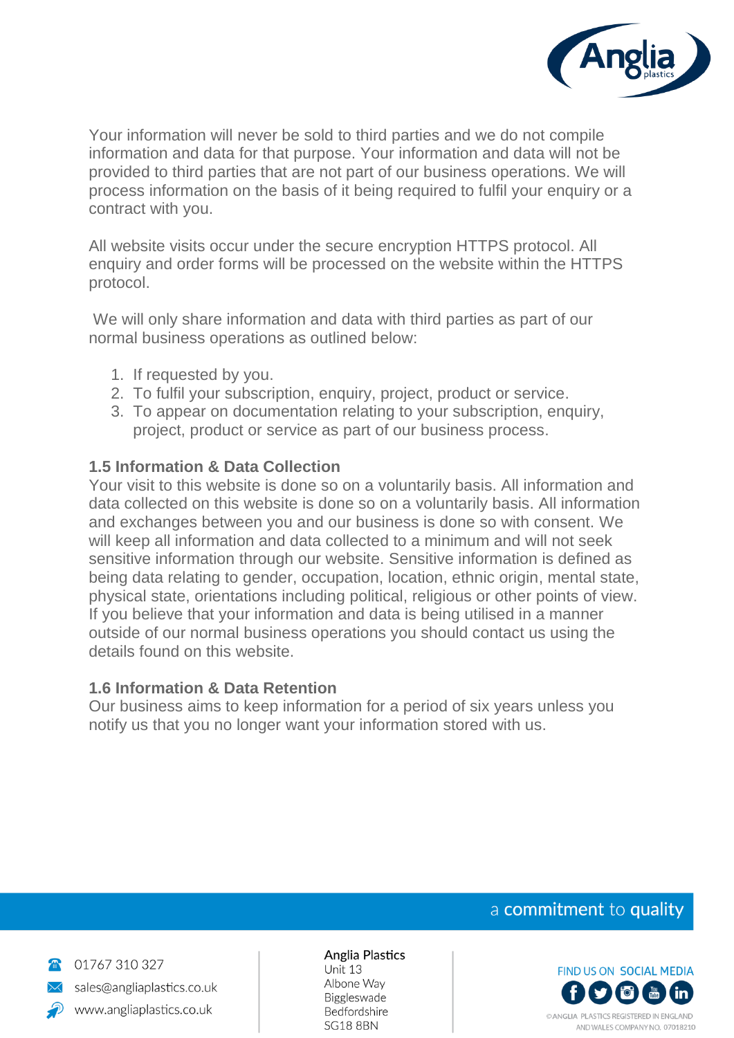Your information will never be sold to third parties and we do not compile information and data for that purpose. Your information and data will not be provided to third parties that are not part of our business operations. We will process information on the basis of it being required to fulfil your enquiry or a contract with you.

All website visits occur under the secure encryption HTTPS protocol. All enquiry and order forms will be processed on the website within the HTTPS protocol.

We will only share information and data with third parties as part of our normal business operations as outlined below:

1. If requested by you.
2. To fulfil your subscription, enquiry, project, product or service.
3. To appear on documentation relating to your subscription, enquiry, project, product or service as part of our business process.

### 1.5 Information & Data Collection

Your visit to this website is done so on a voluntarily basis. All information and data collected on this website is done so on a voluntarily basis. All information and exchanges between you and our business is done so with consent. We will keep all information and data collected to a minimum and will not seek sensitive information through our website. Sensitive information is defined as being data relating to gender, occupation, location, ethnic origin, mental state, physical state, orientations including political, religious or other points of view. If you believe that your information and data is being utilised in a manner outside of our normal business operations you should contact us using the details found on this website.

### 1.6 Information & Data Retention

Our business aims to keep information for a period of six years unless you notify us that you no longer want your information stored with us.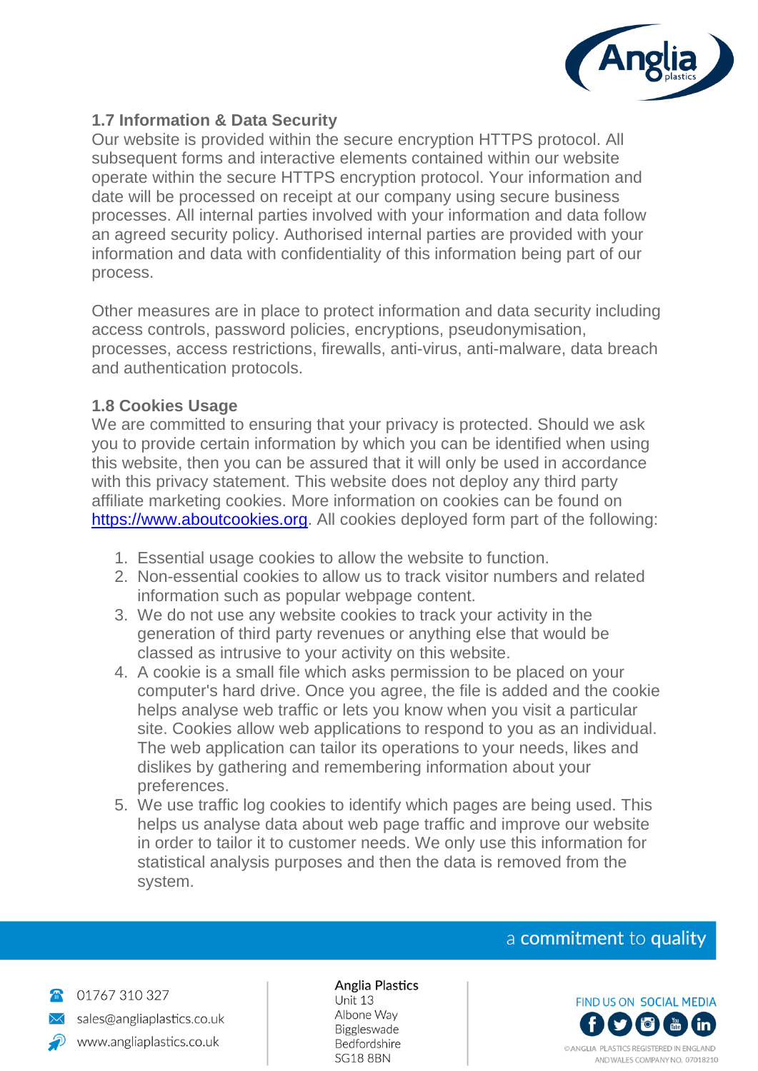### 1.7 Information & Data Security

Our website is provided within the secure encryption HTTPS protocol. All subsequent forms and interactive elements contained within our website operate within the secure HTTPS encryption protocol. Your information and date will be processed on receipt at our company using secure business processes. All internal parties involved with your information and data follow an agreed security policy. Authorised internal parties are provided with your information and data with confidentiality of this information being part of our process.

Other measures are in place to protect information and data security including access controls, password policies, encryptions, pseudonymisation, processes, access restrictions, firewalls, anti-virus, anti-malware, data breach and authentication protocols.

### 1.8 Cookies Usage

We are committed to ensuring that your privacy is protected. Should we ask you to provide certain information by which you can be identified when using this website, then you can be assured that it will only be used in accordance with this privacy statement. This website does not deploy any third party affiliate marketing cookies. More information on cookies can be found on [https://www.aboutcookies.org](https://www.aboutcookies.org). All cookies deployed form part of the following:

1. Essential usage cookies to allow the website to function.
2. Non-essential cookies to allow us to track visitor numbers and related information such as popular webpage content.
3. We do not use any website cookies to track your activity in the generation of third party revenues or anything else that would be classed as intrusive to your activity on this website.
4. A cookie is a small file which asks permission to be placed on your computer's hard drive. Once you agree, the file is added and the cookie helps analyse web traffic or lets you know when you visit a particular site. Cookies allow web applications to respond to you as an individual. The web application can tailor its operations to your needs, likes and dislikes by gathering and remembering information about your preferences.
5. We use traffic log cookies to identify which pages are being used. This helps us analyse data about web page traffic and improve our website in order to tailor it to customer needs. We only use this information for statistical analysis purposes and then the data is removed from the system.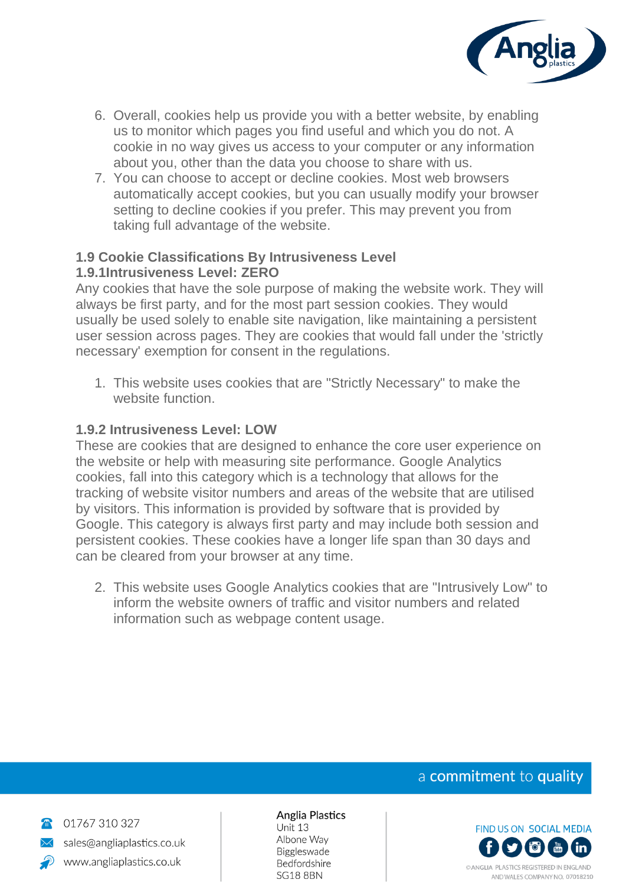6. Overall, cookies help us provide you with a better website, by enabling us to monitor which pages you find useful and which you do not. A cookie in no way gives us access to your computer or any information about you, other than the data you choose to share with us.
7. You can choose to accept or decline cookies. Most web browsers automatically accept cookies, but you can usually modify your browser setting to decline cookies if you prefer. This may prevent you from taking full advantage of the website.

### 1.9 Cookie Classifications By Intrusiveness Level

#### 1.9.1Intrusiveness Level: ZERO

Any cookies that have the sole purpose of making the website work. They will always be first party, and for the most part session cookies. They would usually be used solely to enable site navigation, like maintaining a persistent user session across pages. They are cookies that would fall under the 'strictly necessary' exemption for consent in the regulations.

1. This website uses cookies that are "Strictly Necessary" to make the website function.

#### 1.9.2 Intrusiveness Level: LOW

These are cookies that are designed to enhance the core user experience on the website or help with measuring site performance. Google Analytics cookies, fall into this category which is a technology that allows for the tracking of website visitor numbers and areas of the website that are utilised by visitors. This information is provided by software that is provided by Google. This category is always first party and may include both session and persistent cookies. These cookies have a longer life span than 30 days and can be cleared from your browser at any time.

2. This website uses Google Analytics cookies that are "Intrusively Low" to inform the website owners of traffic and visitor numbers and related information such as webpage content usage.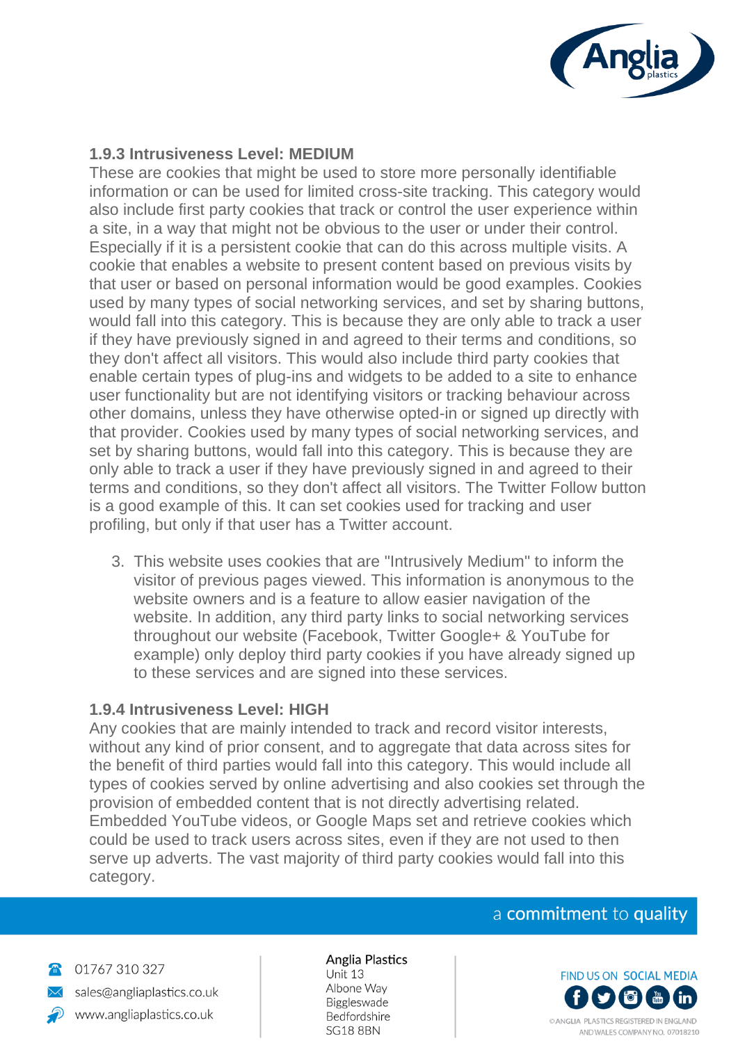### 1.9.3 Intrusiveness Level: MEDIUM

These are cookies that might be used to store more personally identifiable information or can be used for limited cross-site tracking. This category would also include first party cookies that track or control the user experience within a site, in a way that might not be obvious to the user or under their control. Especially if it is a persistent cookie that can do this across multiple visits. A cookie that enables a website to present content based on previous visits by that user or based on personal information would be good examples. Cookies used by many types of social networking services, and set by sharing buttons, would fall into this category. This is because they are only able to track a user if they have previously signed in and agreed to their terms and conditions, so they don't affect all visitors. This would also include third party cookies that enable certain types of plug-ins and widgets to be added to a site to enhance user functionality but are not identifying visitors or tracking behaviour across other domains, unless they have otherwise opted-in or signed up directly with that provider. Cookies used by many types of social networking services, and set by sharing buttons, would fall into this category. This is because they are only able to track a user if they have previously signed in and agreed to their terms and conditions, so they don't affect all visitors. The Twitter Follow button is a good example of this. It can set cookies used for tracking and user profiling, but only if that user has a Twitter account.

3. This website uses cookies that are "Intrusively Medium" to inform the visitor of previous pages viewed. This information is anonymous to the website owners and is a feature to allow easier navigation of the website. In addition, any third party links to social networking services throughout our website (Facebook, Twitter Google+ & YouTube for example) only deploy third party cookies if you have already signed up to these services and are signed into these services.

### 1.9.4 Intrusiveness Level: HIGH

Any cookies that are mainly intended to track and record visitor interests, without any kind of prior consent, and to aggregate that data across sites for the benefit of third parties would fall into this category. This would include all types of cookies served by online advertising and also cookies set through the provision of embedded content that is not directly advertising related. Embedded YouTube videos, or Google Maps set and retrieve cookies which could be used to track users across sites, even if they are not used to then serve up adverts. The vast majority of third party cookies would fall into this category.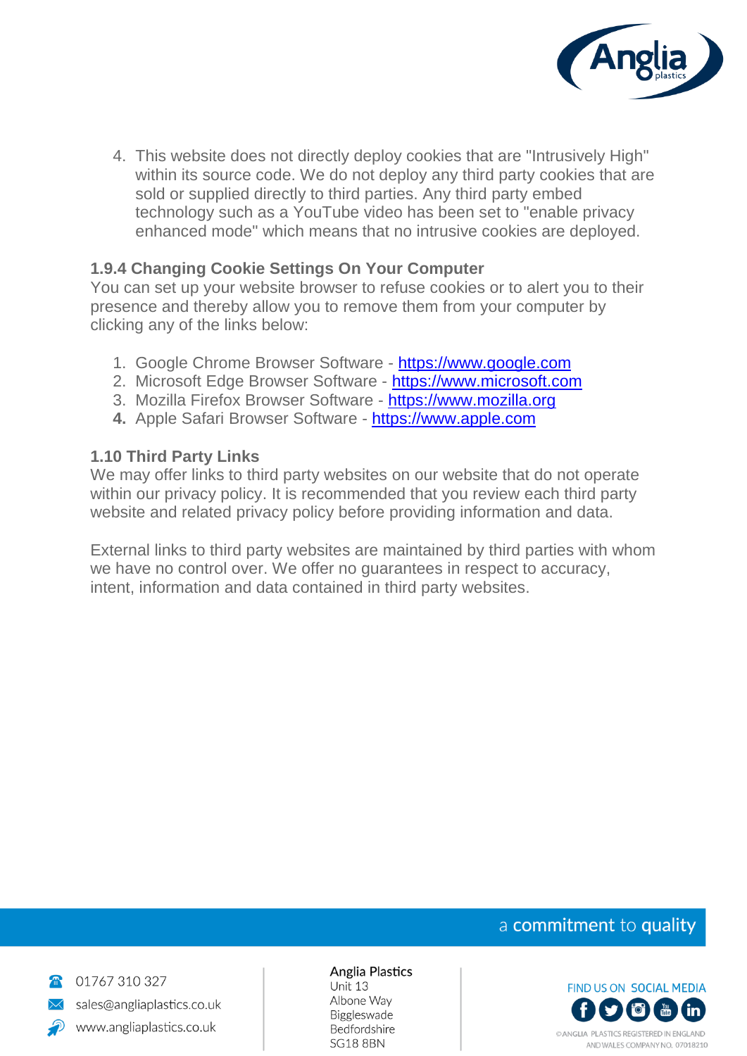4. This website does not directly deploy cookies that are "Intrusively High" within its source code. We do not deploy any third party cookies that are sold or supplied directly to third parties. Any third party embed technology such as a YouTube video has been set to "enable privacy enhanced mode" which means that no intrusive cookies are deployed.

### 1.9.4 Changing Cookie Settings On Your Computer

You can set up your website browser to refuse cookies or to alert you to their presence and thereby allow you to remove them from your computer by clicking any of the links below:

1. Google Chrome Browser Software - https://www.google.com
2. Microsoft Edge Browser Software - https://www.microsoft.com
3. Mozilla Firefox Browser Software - https://www.mozilla.org
4. Apple Safari Browser Software - https://www.apple.com

### 1.10 Third Party Links

We may offer links to third party websites on our website that do not operate within our privacy policy. It is recommended that you review each third party website and related privacy policy before providing information and data.

External links to third party websites are maintained by third parties with whom we have no control over. We offer no guarantees in respect to accuracy, intent, information and data contained in third party websites.